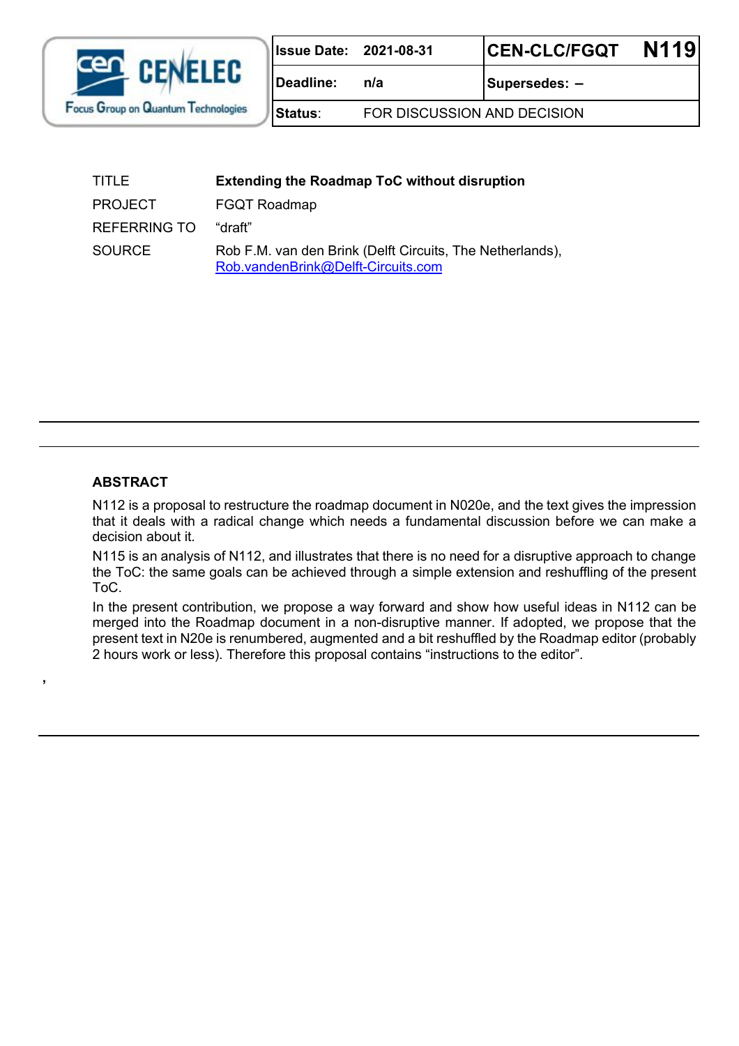| Issue Date: | 2021-08-31 | CEN-CLC/FGQT | N119 |
|---|---|---|---|
| Deadline: | n/a | Supersedes: – | |
| Status: | FOR DISCUSSION AND DECISION | | |

| | |
|---|---|
| TITLE | **Extending the Roadmap ToC without disruption** |
| PROJECT | FGQT Roadmap |
| REFERRING TO | “draft” |
| SOURCE | Rob F.M. van den Brink (Delft Circuits, The Netherlands), Rob.vandenBrink@Delft-Circuits.com |

## ABSTRACT

N112 is a proposal to restructure the roadmap document in N020e, and the text gives the impression that it deals with a radical change which needs a fundamental discussion before we can make a decision about it.

N115 is an analysis of N112, and illustrates that there is no need for a disruptive approach to change the ToC: the same goals can be achieved through a simple extension and reshuffling of the present ToC.

In the present contribution, we propose a way forward and show how useful ideas in N112 can be merged into the Roadmap document in a non-disruptive manner. If adopted, we propose that the present text in N20e is renumbered, augmented and a bit reshuffled by the Roadmap editor (probably 2 hours work or less). Therefore this proposal contains “instructions to the editor”.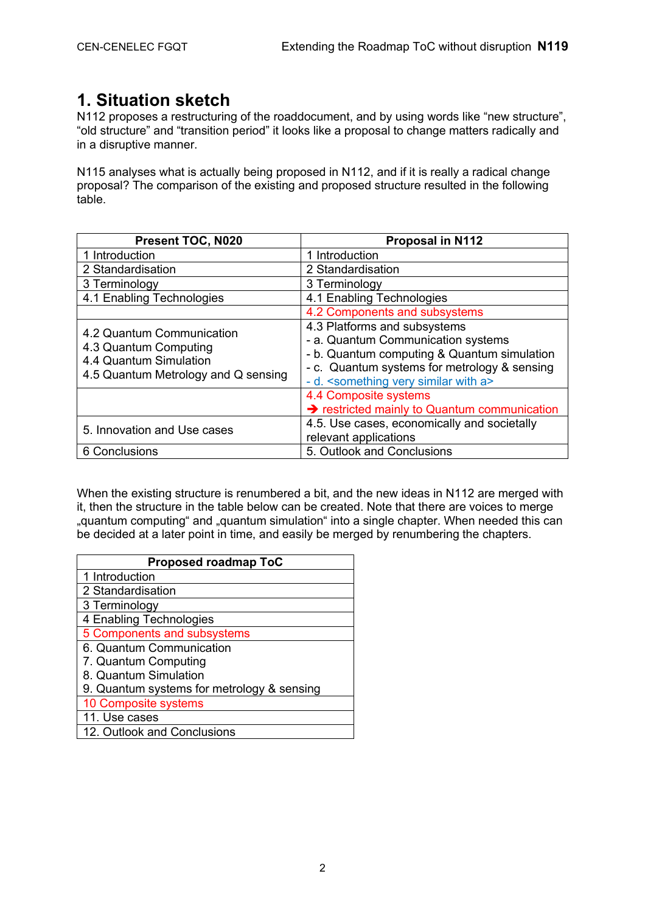# 1. Situation sketch

N112 proposes a restructuring of the roaddocument, and by using words like “new structure”, “old structure” and “transition period” it looks like a proposal to change matters radically and in a disruptive manner.

N115 analyses what is actually being proposed in N112, and if it is really a radical change proposal? The comparison of the existing and proposed structure resulted in the following table.

| Present TOC, N020 | Proposal in N112 |
|---|---|
| 1 Introduction | 1 Introduction |
| 2 Standardisation | 2 Standardisation |
| 3 Terminology | 3 Terminology |
| 4.1 Enabling Technologies | 4.1 Enabling Technologies |
| | 4.2 Components and subsystems |
| 4.2 Quantum Communication<br>4.3 Quantum Computing<br>4.4 Quantum Simulation<br>4.5 Quantum Metrology and Q sensing | 4.3 Platforms and subsystems<br>- a. Quantum Communication systems<br>- b. Quantum computing & Quantum simulation<br>- c. Quantum systems for metrology & sensing<br>- d. <something very similar with a> |
| | 4.4 Composite systems<br>➔ restricted mainly to Quantum communication |
| 5. Innovation and Use cases | 4.5. Use cases, economically and societally relevant applications |
| 6 Conclusions | 5. Outlook and Conclusions |

When the existing structure is renumbered a bit, and the new ideas in N112 are merged with it, then the structure in the table below can be created. Note that there are voices to merge „quantum computing“ and „quantum simulation“ into a single chapter. When needed this can be decided at a later point in time, and easily be merged by renumbering the chapters.

| Proposed roadmap ToC |
|---|
| 1 Introduction |
| 2 Standardisation |
| 3 Terminology |
| 4 Enabling Technologies |
| 5 Components and subsystems |
| 6. Quantum Communication<br>7. Quantum Computing<br>8. Quantum Simulation<br>9. Quantum systems for metrology & sensing |
| 10 Composite systems |
| 11. Use cases |
| 12. Outlook and Conclusions |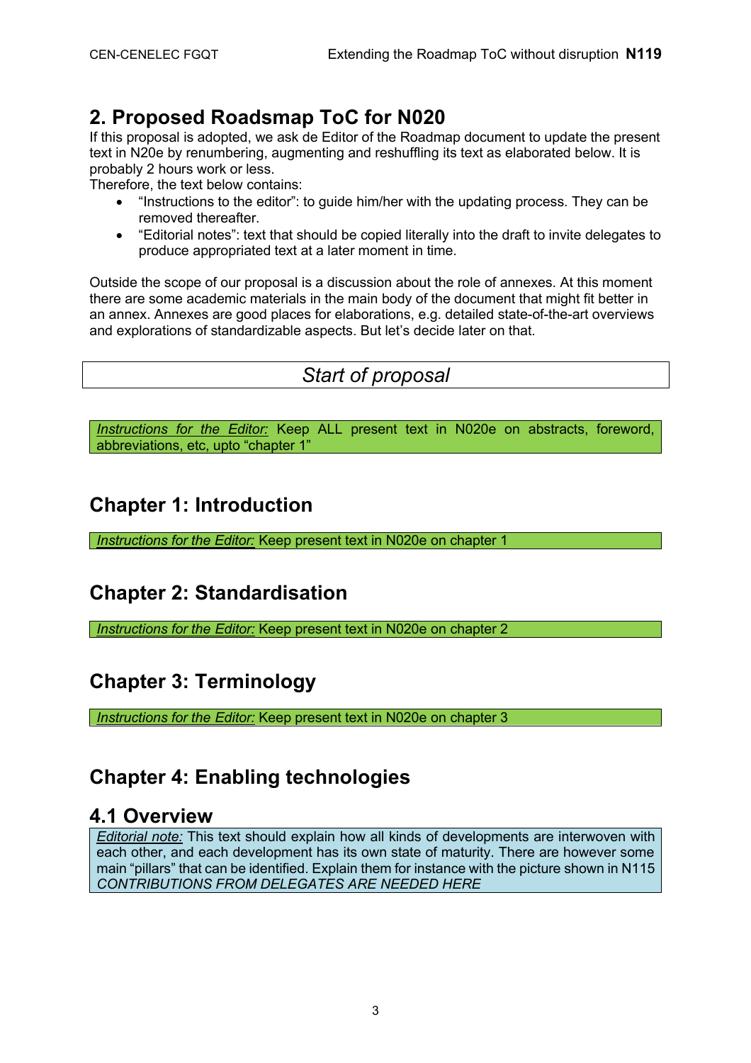## 2. Proposed Roadsmap ToC for N020

If this proposal is adopted, we ask de Editor of the Roadmap document to update the present text in N20e by renumbering, augmenting and reshuffling its text as elaborated below. It is probably 2 hours work or less.
Therefore, the text below contains:

- "Instructions to the editor": to guide him/her with the updating process. They can be removed thereafter.
- "Editorial notes": text that should be copied literally into the draft to invite delegates to produce appropriated text at a later moment in time.

Outside the scope of our proposal is a discussion about the role of annexes. At this moment there are some academic materials in the main body of the document that might fit better in an annex. Annexes are good places for elaborations, e.g. detailed state-of-the-art overviews and explorations of standardizable aspects. But let's decide later on that.

*Start of proposal*

*Instructions for the Editor:* Keep ALL present text in N020e on abstracts, foreword, abbreviations, etc, upto "chapter 1"

## Chapter 1: Introduction

*Instructions for the Editor:* Keep present text in N020e on chapter 1

## Chapter 2: Standardisation

*Instructions for the Editor:* Keep present text in N020e on chapter 2

## Chapter 3: Terminology

*Instructions for the Editor:* Keep present text in N020e on chapter 3

## Chapter 4: Enabling technologies

### 4.1 Overview

*Editorial note:* This text should explain how all kinds of developments are interwoven with each other, and each development has its own state of maturity. There are however some main "pillars" that can be identified. Explain them for instance with the picture shown in N115
*CONTRIBUTIONS FROM DELEGATES ARE NEEDED HERE*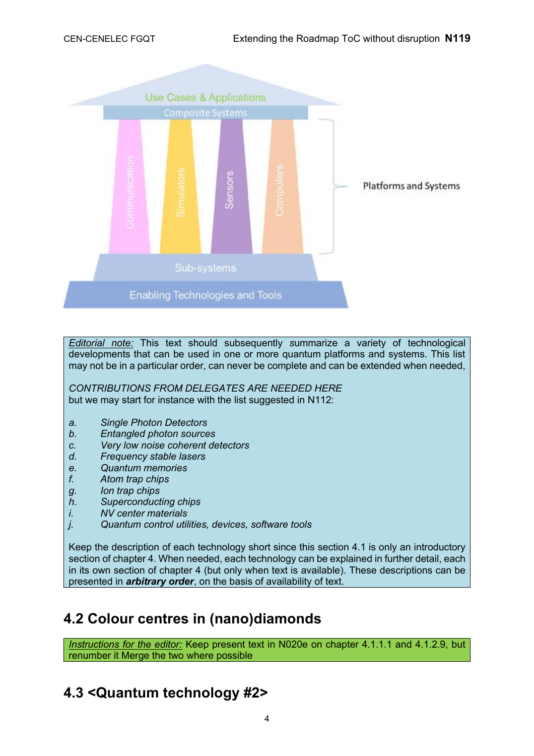*Editorial note:* This text should subsequently summarize a variety of technological developments that can be used in one or more quantum platforms and systems. This list may not be in a particular order, can never be complete and can be extended when needed,

*CONTRIBUTIONS FROM DELEGATES ARE NEEDED HERE*
but we may start for instance with the list suggested in N112:

- *a.* *Single Photon Detectors*
- *b.* *Entangled photon sources*
- *c.* *Very low noise coherent detectors*
- *d.* *Frequency stable lasers*
- *e.* *Quantum memories*
- *f.* *Atom trap chips*
- *g.* *Ion trap chips*
- *h.* *Superconducting chips*
- *i.* *NV center materials*
- *j.* *Quantum control utilities, devices, software tools*

Keep the description of each technology short since this section 4.1 is only an introductory section of chapter 4. When needed, each technology can be explained in further detail, each in its own section of chapter 4 (but only when text is available). These descriptions can be presented in ***arbitrary order***, on the basis of availability of text.

## 4.2 Colour centres in (nano)diamonds

*Instructions for the editor:* Keep present text in N020e on chapter 4.1.1.1 and 4.1.2.9, but renumber it Merge the two where possible

## 4.3 <Quantum technology #2>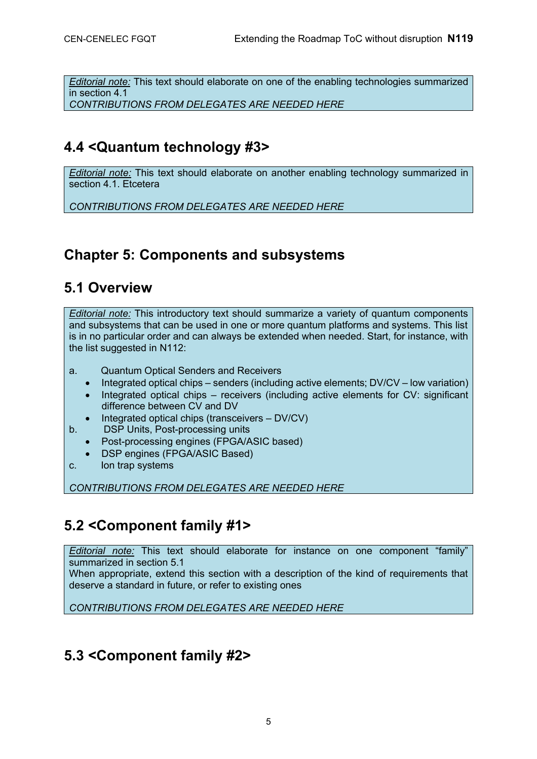*Editorial note:* This text should elaborate on one of the enabling technologies summarized in section 4.1
*CONTRIBUTIONS FROM DELEGATES ARE NEEDED HERE*

## 4.4 <Quantum technology #3>

*Editorial note:* This text should elaborate on another enabling technology summarized in section 4.1. Etcetera

*CONTRIBUTIONS FROM DELEGATES ARE NEEDED HERE*

# Chapter 5: Components and subsystems

## 5.1 Overview

*Editorial note:* This introductory text should summarize a variety of quantum components and subsystems that can be used in one or more quantum platforms and systems. This list is in no particular order and can always be extended when needed. Start, for instance, with the list suggested in N112:

a. Quantum Optical Senders and Receivers
- Integrated optical chips – senders (including active elements; DV/CV – low variation)
- Integrated optical chips – receivers (including active elements for CV: significant difference between CV and DV
- Integrated optical chips (transceivers – DV/CV)

b. DSP Units, Post-processing units
- Post-processing engines (FPGA/ASIC based)
- DSP engines (FPGA/ASIC Based)

c. Ion trap systems

*CONTRIBUTIONS FROM DELEGATES ARE NEEDED HERE*

## 5.2 <Component family #1>

*Editorial note:* This text should elaborate for instance on one component "family" summarized in section 5.1
When appropriate, extend this section with a description of the kind of requirements that deserve a standard in future, or refer to existing ones

*CONTRIBUTIONS FROM DELEGATES ARE NEEDED HERE*

## 5.3 <Component family #2>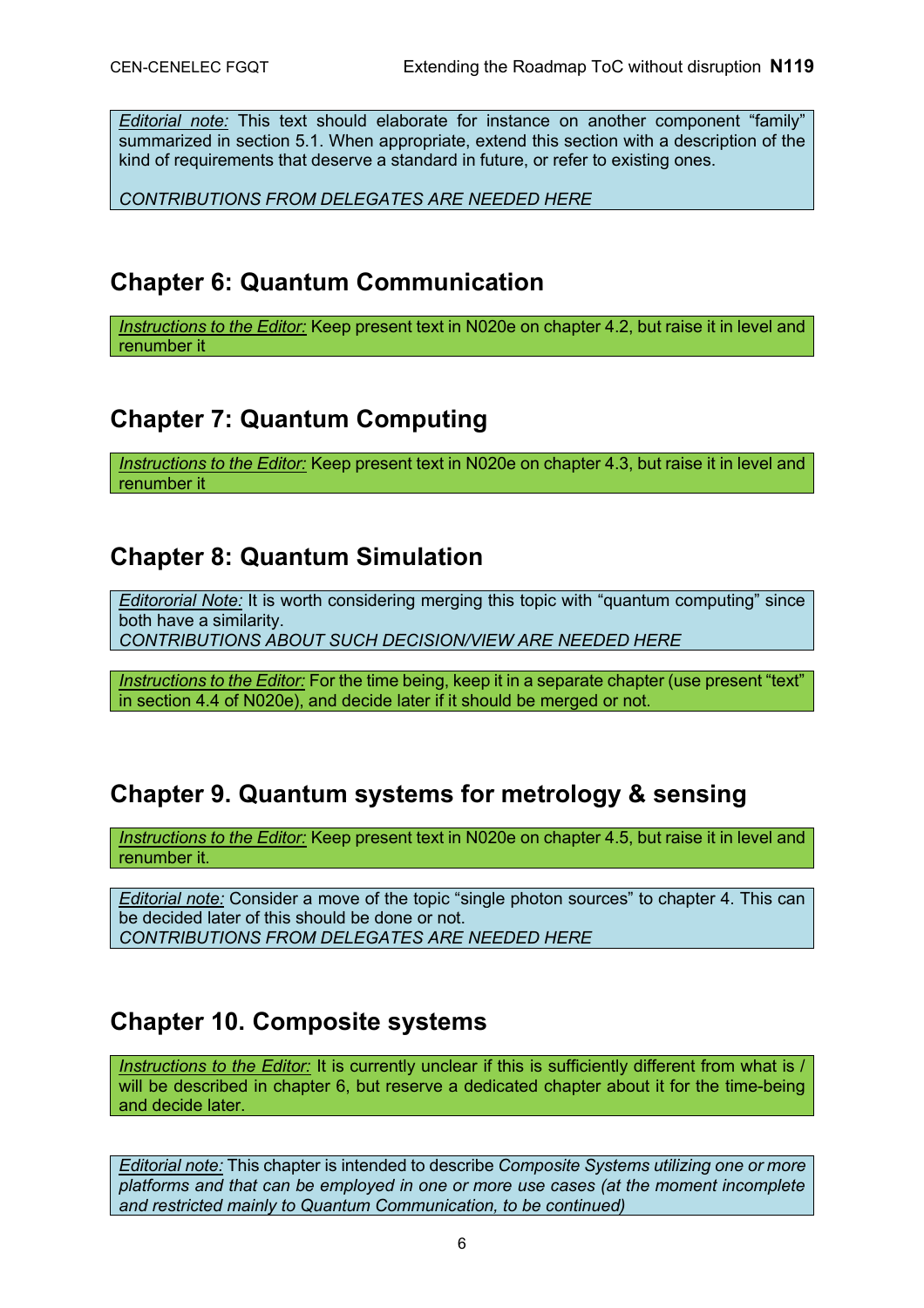*Editorial note:* This text should elaborate for instance on another component "family" summarized in section 5.1. When appropriate, extend this section with a description of the kind of requirements that deserve a standard in future, or refer to existing ones.

*CONTRIBUTIONS FROM DELEGATES ARE NEEDED HERE*

## Chapter 6: Quantum Communication

*Instructions to the Editor:* Keep present text in N020e on chapter 4.2, but raise it in level and renumber it

## Chapter 7: Quantum Computing

*Instructions to the Editor:* Keep present text in N020e on chapter 4.3, but raise it in level and renumber it

## Chapter 8: Quantum Simulation

*Editororial Note:* It is worth considering merging this topic with "quantum computing" since both have a similarity.
*CONTRIBUTIONS ABOUT SUCH DECISION/VIEW ARE NEEDED HERE*

*Instructions to the Editor:* For the time being, keep it in a separate chapter (use present "text" in section 4.4 of N020e), and decide later if it should be merged or not.

## Chapter 9. Quantum systems for metrology & sensing

*Instructions to the Editor:* Keep present text in N020e on chapter 4.5, but raise it in level and renumber it.

*Editorial note:* Consider a move of the topic "single photon sources" to chapter 4. This can be decided later of this should be done or not.
*CONTRIBUTIONS FROM DELEGATES ARE NEEDED HERE*

## Chapter 10. Composite systems

*Instructions to the Editor:* It is currently unclear if this is sufficiently different from what is / will be described in chapter 6, but reserve a dedicated chapter about it for the time-being and decide later.

*Editorial note:* This chapter is intended to describe *Composite Systems utilizing one or more platforms and that can be employed in one or more use cases (at the moment incomplete and restricted mainly to Quantum Communication, to be continued)*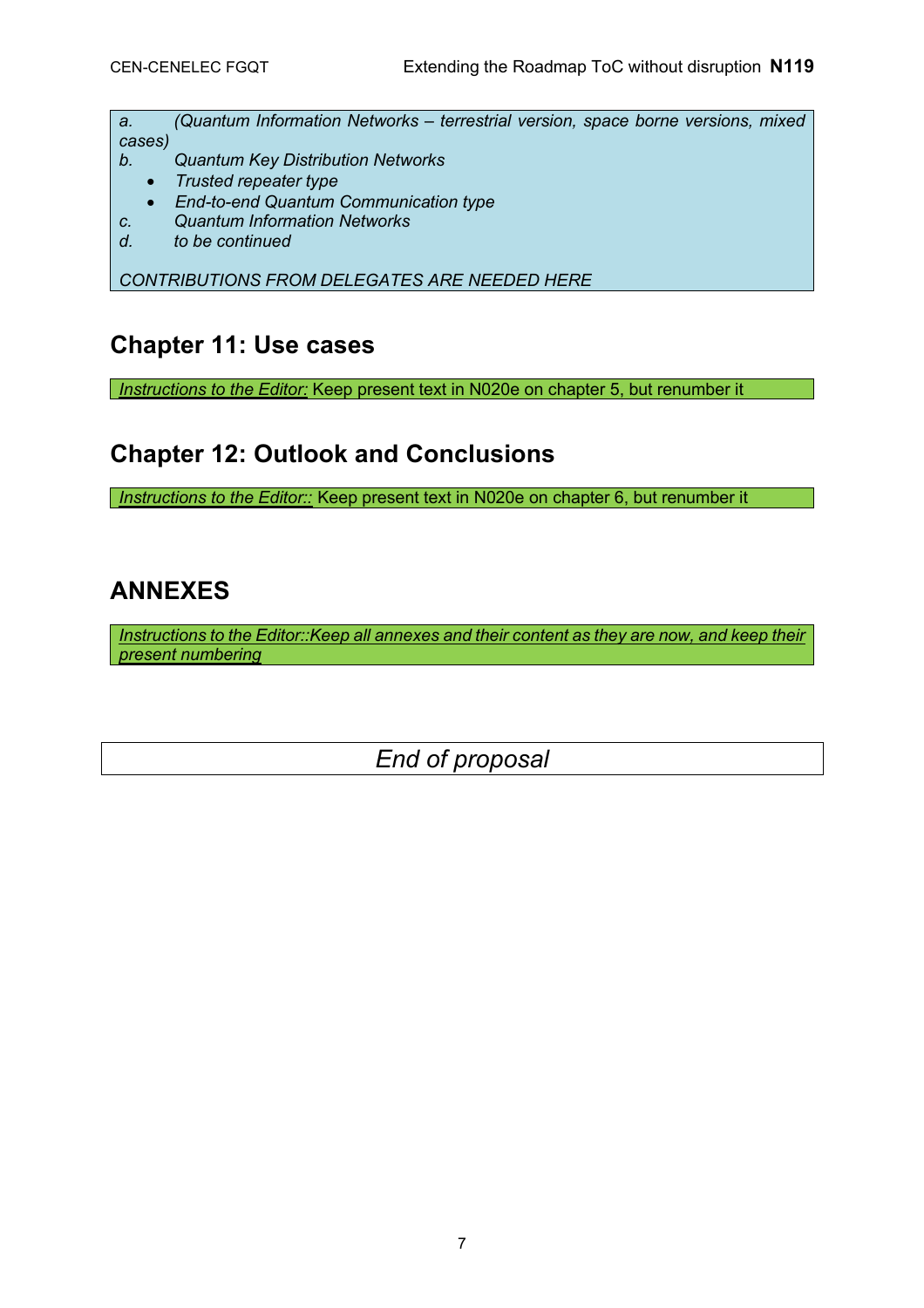*a. (Quantum Information Networks – terrestrial version, space borne versions, mixed cases)*

*b. Quantum Key Distribution Networks*

- *Trusted repeater type*
- *End-to-end Quantum Communication type*

*c. Quantum Information Networks*

*d. to be continued*

*CONTRIBUTIONS FROM DELEGATES ARE NEEDED HERE*

## Chapter 11: Use cases

*Instructions to the Editor:* Keep present text in N020e on chapter 5, but renumber it

## Chapter 12: Outlook and Conclusions

*Instructions to the Editor::* Keep present text in N020e on chapter 6, but renumber it

## ANNEXES

*Instructions to the Editor::Keep all annexes and their content as they are now, and keep their present numbering*

*End of proposal*